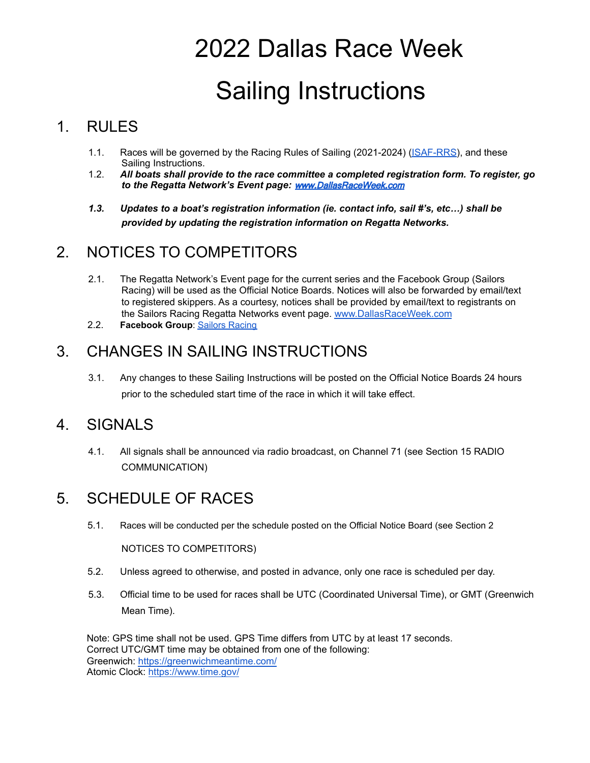# 2022 Dallas Race Week

# Sailing Instructions

## 1. RULES

1.1. Races will be governed by the Racing Rules of Sailing (2021-2024) (ISAF-RRS), and these Sailing Instructions.

1.2. ***All boats shall provide to the race committee a completed registration form. To register, go to the Regatta Network's Event page: www.DallasRaceWeek.com***

***1.3. Updates to a boat's registration information (ie. contact info, sail #'s, etc…) shall be provided by updating the registration information on Regatta Networks.***

## 2. NOTICES TO COMPETITORS

2.1. The Regatta Network's Event page for the current series and the Facebook Group (Sailors Racing) will be used as the Official Notice Boards. Notices will also be forwarded by email/text to registered skippers. As a courtesy, notices shall be provided by email/text to registrants on the Sailors Racing Regatta Networks event page. www.DallasRaceWeek.com

2.2. **Facebook Group**: Sailors Racing

## 3. CHANGES IN SAILING INSTRUCTIONS

3.1. Any changes to these Sailing Instructions will be posted on the Official Notice Boards 24 hours prior to the scheduled start time of the race in which it will take effect.

## 4. SIGNALS

4.1. All signals shall be announced via radio broadcast, on Channel 71 (see Section 15 RADIO COMMUNICATION)

## 5. SCHEDULE OF RACES

5.1. Races will be conducted per the schedule posted on the Official Notice Board (see Section 2 NOTICES TO COMPETITORS)

5.2. Unless agreed to otherwise, and posted in advance, only one race is scheduled per day.

5.3. Official time to be used for races shall be UTC (Coordinated Universal Time), or GMT (Greenwich Mean Time).

Note: GPS time shall not be used. GPS Time differs from UTC by at least 17 seconds.
Correct UTC/GMT time may be obtained from one of the following:
Greenwich: https://greenwichmeantime.com/
Atomic Clock: https://www.time.gov/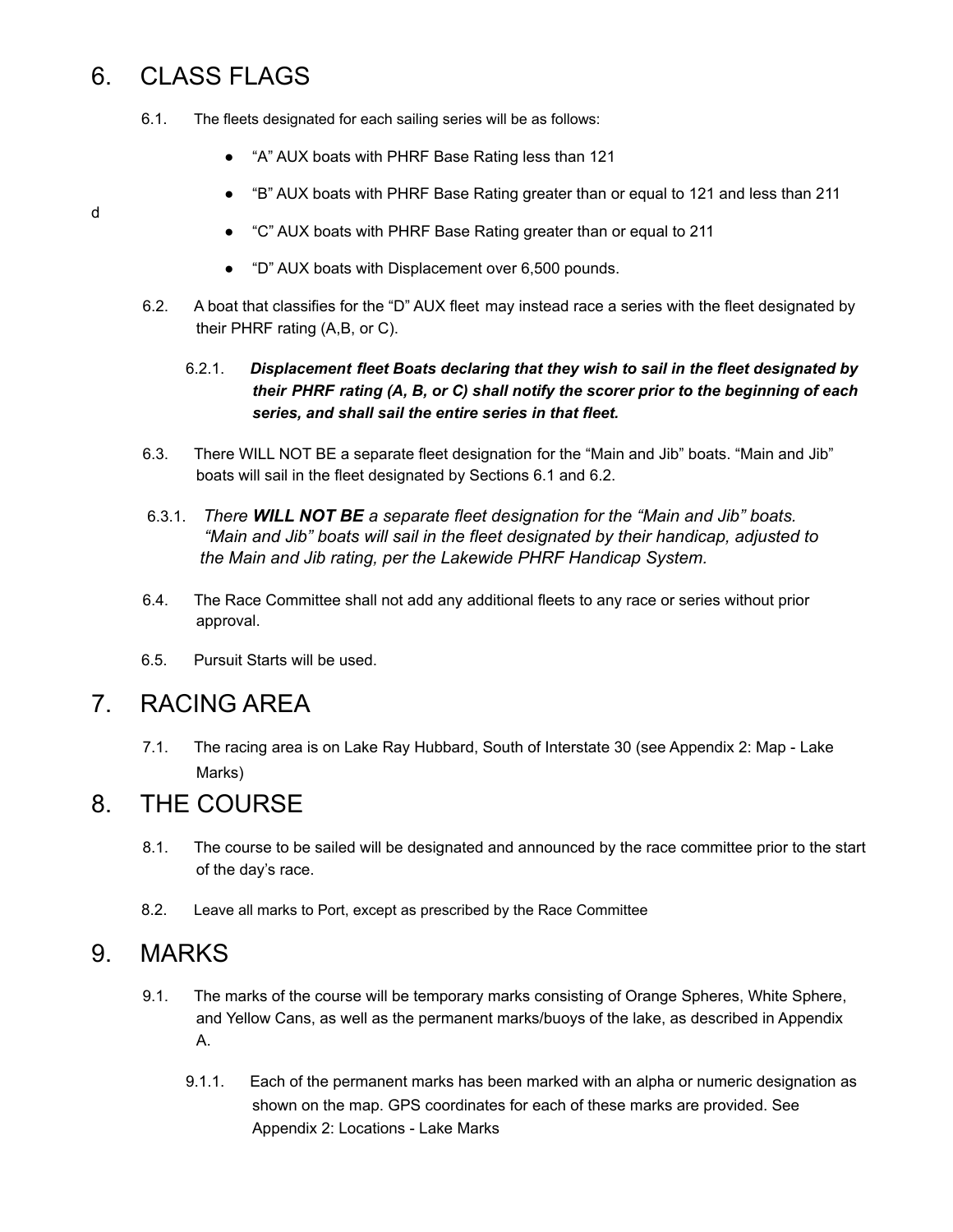# 6. CLASS FLAGS

6.1. The fleets designated for each sailing series will be as follows:

- "A" AUX boats with PHRF Base Rating less than 121
- "B" AUX boats with PHRF Base Rating greater than or equal to 121 and less than 211
- "C" AUX boats with PHRF Base Rating greater than or equal to 211
- "D" AUX boats with Displacement over 6,500 pounds.

d

6.2. A boat that classifies for the "D" AUX fleet may instead race a series with the fleet designated by their PHRF rating (A,B, or C).

6.2.1. ***Displacement fleet Boats declaring that they wish to sail in the fleet designated by their PHRF rating (A, B, or C) shall notify the scorer prior to the beginning of each series, and shall sail the entire series in that fleet.***

6.3. There WILL NOT BE a separate fleet designation for the "Main and Jib" boats. "Main and Jib" boats will sail in the fleet designated by Sections 6.1 and 6.2.

6.3.1. *There **WILL NOT BE** a separate fleet designation for the "Main and Jib" boats. "Main and Jib" boats will sail in the fleet designated by their handicap, adjusted to the Main and Jib rating, per the Lakewide PHRF Handicap System.*

6.4. The Race Committee shall not add any additional fleets to any race or series without prior approval.

6.5. Pursuit Starts will be used.

# 7. RACING AREA

7.1. The racing area is on Lake Ray Hubbard, South of Interstate 30 (see Appendix 2: Map - Lake Marks)

# 8. THE COURSE

8.1. The course to be sailed will be designated and announced by the race committee prior to the start of the day's race.

8.2. Leave all marks to Port, except as prescribed by the Race Committee

# 9. MARKS

9.1. The marks of the course will be temporary marks consisting of Orange Spheres, White Sphere, and Yellow Cans, as well as the permanent marks/buoys of the lake, as described in Appendix A.

9.1.1. Each of the permanent marks has been marked with an alpha or numeric designation as shown on the map. GPS coordinates for each of these marks are provided. See Appendix 2: Locations - Lake Marks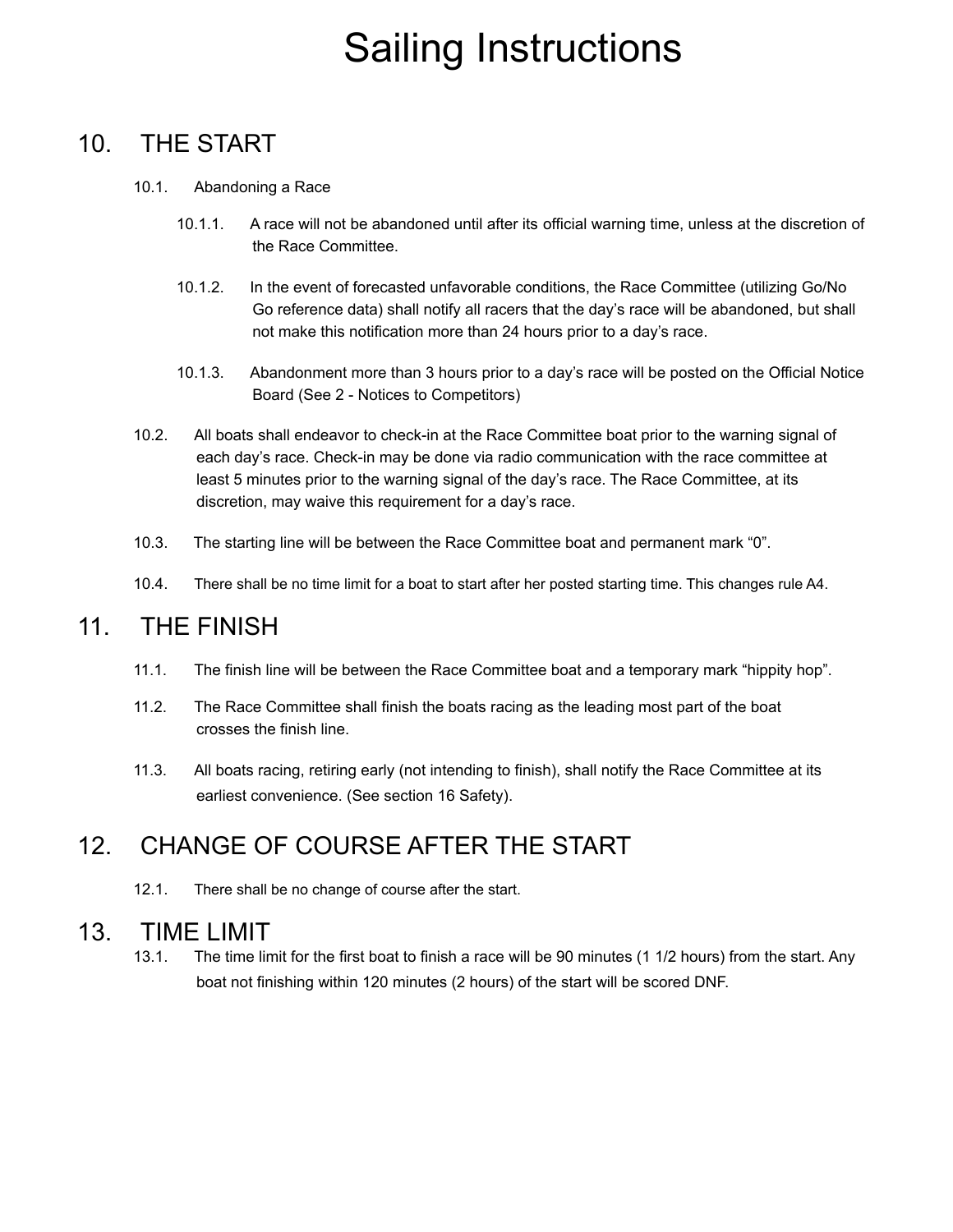# Sailing Instructions

## 10. THE START

10.1. Abandoning a Race

10.1.1. A race will not be abandoned until after its official warning time, unless at the discretion of the Race Committee.

10.1.2. In the event of forecasted unfavorable conditions, the Race Committee (utilizing Go/No Go reference data) shall notify all racers that the day's race will be abandoned, but shall not make this notification more than 24 hours prior to a day's race.

10.1.3. Abandonment more than 3 hours prior to a day's race will be posted on the Official Notice Board (See 2 - Notices to Competitors)

10.2. All boats shall endeavor to check-in at the Race Committee boat prior to the warning signal of each day's race. Check-in may be done via radio communication with the race committee at least 5 minutes prior to the warning signal of the day's race. The Race Committee, at its discretion, may waive this requirement for a day's race.

10.3. The starting line will be between the Race Committee boat and permanent mark "0".

10.4. There shall be no time limit for a boat to start after her posted starting time. This changes rule A4.

## 11. THE FINISH

11.1. The finish line will be between the Race Committee boat and a temporary mark "hippity hop".

11.2. The Race Committee shall finish the boats racing as the leading most part of the boat crosses the finish line.

11.3. All boats racing, retiring early (not intending to finish), shall notify the Race Committee at its earliest convenience. (See section 16 Safety).

## 12. CHANGE OF COURSE AFTER THE START

12.1. There shall be no change of course after the start.

## 13. TIME LIMIT

13.1. The time limit for the first boat to finish a race will be 90 minutes (1 1/2 hours) from the start. Any boat not finishing within 120 minutes (2 hours) of the start will be scored DNF.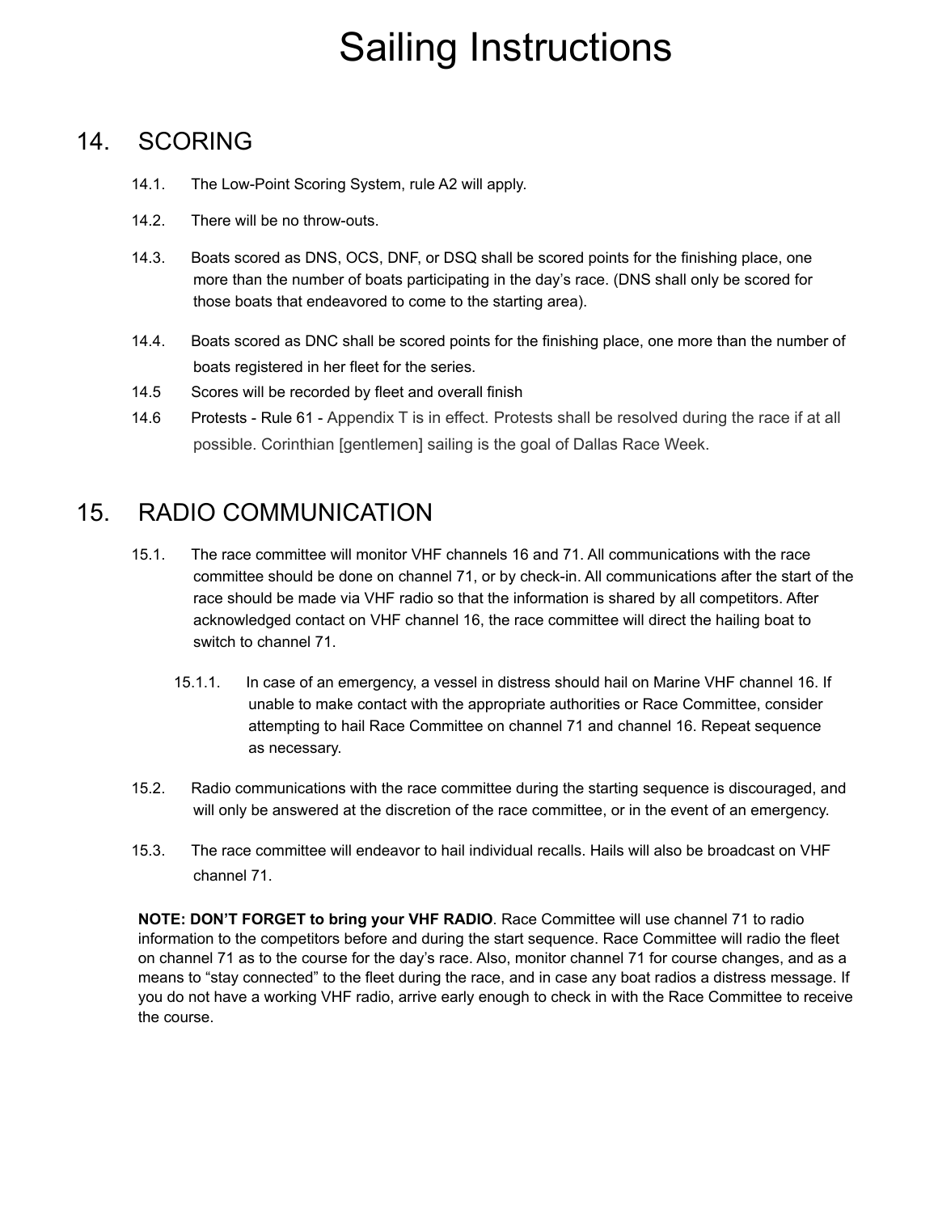# Sailing Instructions

## 14. SCORING

14.1. The Low-Point Scoring System, rule A2 will apply.

14.2. There will be no throw-outs.

14.3. Boats scored as DNS, OCS, DNF, or DSQ shall be scored points for the finishing place, one more than the number of boats participating in the day's race. (DNS shall only be scored for those boats that endeavored to come to the starting area).

14.4. Boats scored as DNC shall be scored points for the finishing place, one more than the number of boats registered in her fleet for the series.

14.5 Scores will be recorded by fleet and overall finish

14.6 Protests - Rule 61 - Appendix T is in effect. Protests shall be resolved during the race if at all possible. Corinthian [gentlemen] sailing is the goal of Dallas Race Week.

## 15. RADIO COMMUNICATION

15.1. The race committee will monitor VHF channels 16 and 71. All communications with the race committee should be done on channel 71, or by check-in. All communications after the start of the race should be made via VHF radio so that the information is shared by all competitors. After acknowledged contact on VHF channel 16, the race committee will direct the hailing boat to switch to channel 71.

15.1.1. In case of an emergency, a vessel in distress should hail on Marine VHF channel 16. If unable to make contact with the appropriate authorities or Race Committee, consider attempting to hail Race Committee on channel 71 and channel 16. Repeat sequence as necessary.

15.2. Radio communications with the race committee during the starting sequence is discouraged, and will only be answered at the discretion of the race committee, or in the event of an emergency.

15.3. The race committee will endeavor to hail individual recalls. Hails will also be broadcast on VHF channel 71.

**NOTE: DON'T FORGET to bring your VHF RADIO**. Race Committee will use channel 71 to radio information to the competitors before and during the start sequence. Race Committee will radio the fleet on channel 71 as to the course for the day's race. Also, monitor channel 71 for course changes, and as a means to "stay connected" to the fleet during the race, and in case any boat radios a distress message. If you do not have a working VHF radio, arrive early enough to check in with the Race Committee to receive the course.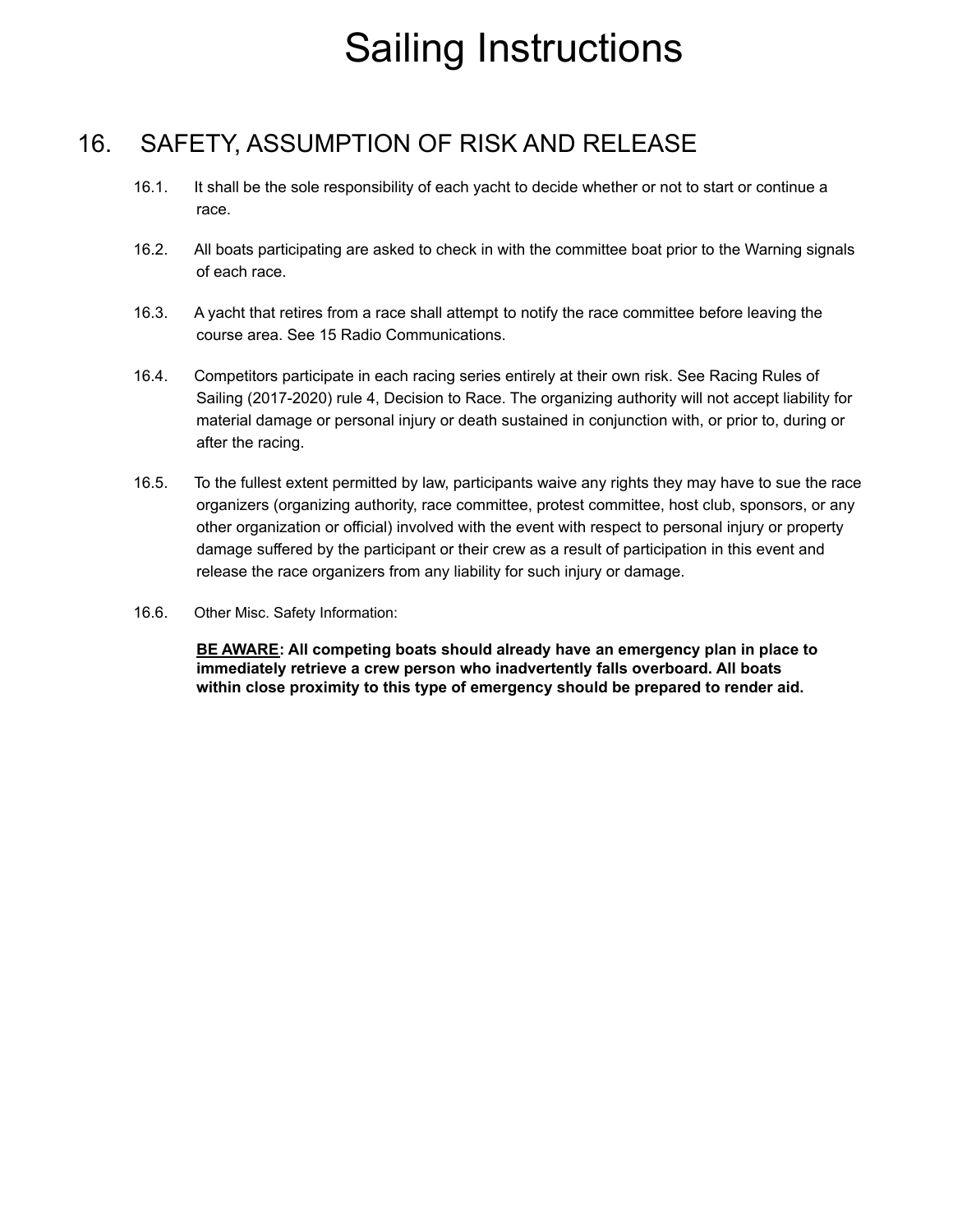# Sailing Instructions

## 16. SAFETY, ASSUMPTION OF RISK AND RELEASE

16.1. It shall be the sole responsibility of each yacht to decide whether or not to start or continue a race.

16.2. All boats participating are asked to check in with the committee boat prior to the Warning signals of each race.

16.3. A yacht that retires from a race shall attempt to notify the race committee before leaving the course area. See 15 Radio Communications.

16.4. Competitors participate in each racing series entirely at their own risk. See Racing Rules of Sailing (2017-2020) rule 4, Decision to Race. The organizing authority will not accept liability for material damage or personal injury or death sustained in conjunction with, or prior to, during or after the racing.

16.5. To the fullest extent permitted by law, participants waive any rights they may have to sue the race organizers (organizing authority, race committee, protest committee, host club, sponsors, or any other organization or official) involved with the event with respect to personal injury or property damage suffered by the participant or their crew as a result of participation in this event and release the race organizers from any liability for such injury or damage.

16.6. Other Misc. Safety Information:

**BE AWARE: All competing boats should already have an emergency plan in place to immediately retrieve a crew person who inadvertently falls overboard. All boats within close proximity to this type of emergency should be prepared to render aid.**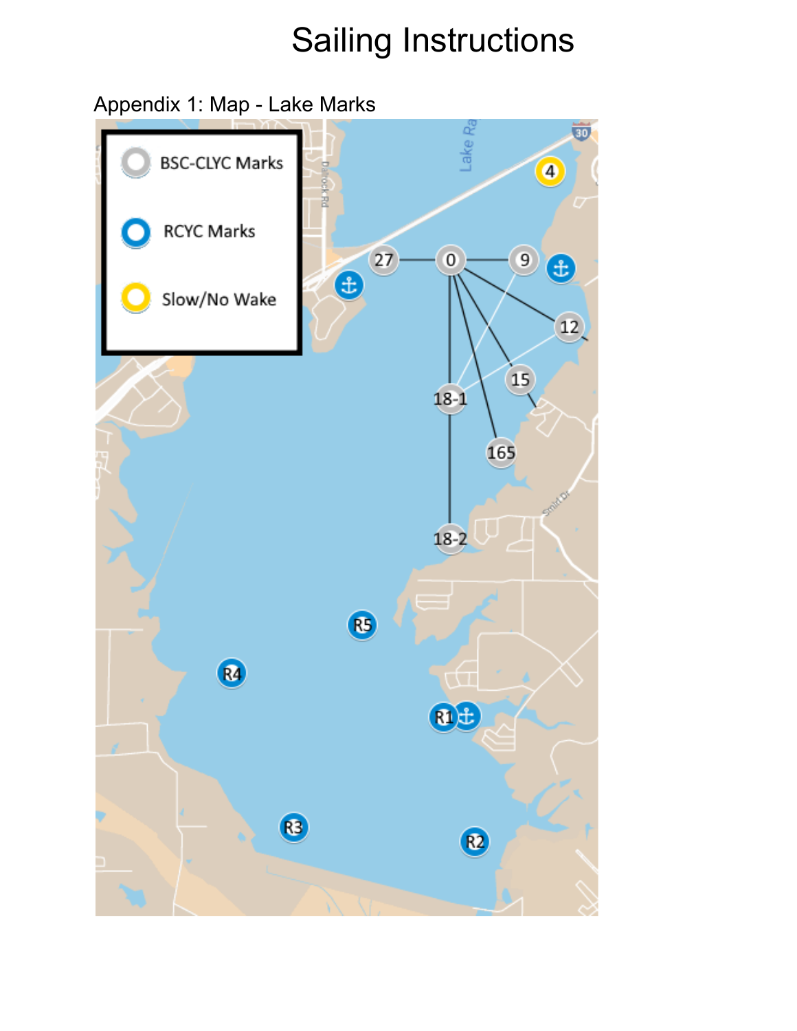# Sailing Instructions

Appendix 1: Map - Lake Marks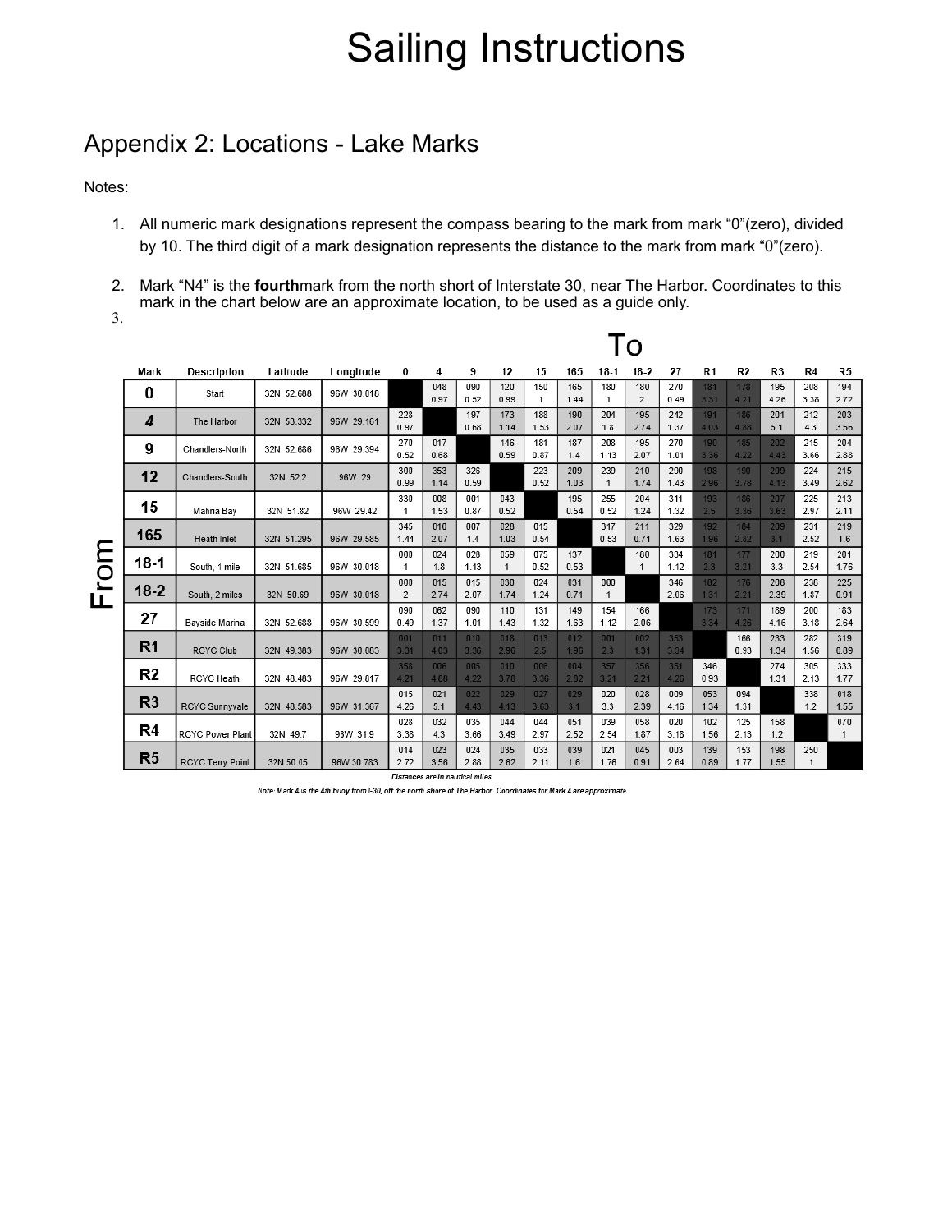# Sailing Instructions

## Appendix 2: Locations - Lake Marks

Notes:

1. All numeric mark designations represent the compass bearing to the mark from mark "0"(zero), divided by 10. The third digit of a mark designation represents the distance to the mark from mark "0"(zero).

2. Mark "N4" is the **fourth**mark from the north short of Interstate 30, near The Harbor. Coordinates to this mark in the chart below are an approximate location, to be used as a guide only.

3.

| From \ To | Description | Latitude | Longitude | 0 | 4 | 9 | 12 | 15 | 165 | 18-1 | 18-2 | 27 | R1 | R2 | R3 | R4 | R5 |
|---|---|---|---|---|---|---|---|---|---|---|---|---|---|---|---|---|---|
| **0** | Start | 32N 52.688 | 96W 30.018 | | 048 0.97 | 090 0.52 | 120 0.99 | 150 1 | 165 1.44 | 180 1 | 180 2 | 270 0.49 | 181 3.31 | 178 4.21 | 195 4.26 | 208 3.38 | 194 2.72 |
| **4** | The Harbor | 32N 53.332 | 96W 29.161 | 228 0.97 | | 197 0.68 | 173 1.14 | 188 1.53 | 190 2.07 | 204 1.8 | 195 2.74 | 242 1.37 | 191 4.03 | 186 4.88 | 201 5.1 | 212 4.3 | 203 3.56 |
| **9** | Chandlers-North | 32N 52.686 | 96W 29.394 | 270 0.52 | 017 0.68 | | 146 0.59 | 181 0.87 | 187 1.4 | 208 1.13 | 195 2.07 | 270 1.01 | 190 3.36 | 185 4.22 | 202 4.43 | 215 3.66 | 204 2.88 |
| **12** | Chandlers-South | 32N 52.2 | 96W 29 | 300 0.99 | 353 1.14 | 326 0.59 | | 223 0.52 | 209 1.03 | 239 1 | 210 1.74 | 290 1.43 | 198 2.96 | 190 3.78 | 209 4.13 | 224 3.49 | 215 2.62 |
| **15** | Mahria Bay | 32N 51.82 | 96W 29.42 | 330 1 | 008 1.53 | 001 0.87 | 043 0.52 | | 195 0.54 | 255 0.52 | 204 1.24 | 311 1.32 | 193 2.5 | 186 3.36 | 207 3.63 | 225 2.97 | 213 2.11 |
| **165** | Heath Inlet | 32N 51.295 | 96W 29.585 | 345 1.44 | 010 2.07 | 007 1.4 | 028 1.03 | 015 0.54 | | 317 0.53 | 211 0.71 | 329 1.63 | 192 1.96 | 184 2.82 | 209 3.1 | 231 2.52 | 219 1.6 |
| **18-1** | South, 1 mile | 32N 51.685 | 96W 30.018 | 000 1 | 024 1.8 | 028 1.13 | 059 1 | 075 0.52 | 137 0.53 | | 180 1 | 334 1.12 | 181 2.3 | 177 3.21 | 200 3.3 | 219 2.54 | 201 1.76 |
| **18-2** | South, 2 miles | 32N 50.69 | 96W 30.018 | 000 2 | 015 2.74 | 015 2.07 | 030 1.74 | 024 1.24 | 031 0.71 | 000 1 | | 346 2.06 | 182 1.31 | 176 2.21 | 208 2.39 | 238 1.87 | 225 0.91 |
| **27** | Bayside Marina | 32N 52.688 | 96W 30.599 | 090 0.49 | 062 1.37 | 090 1.01 | 110 1.43 | 131 1.32 | 149 1.63 | 154 1.12 | 166 2.06 | | 173 3.34 | 171 4.26 | 189 4.16 | 200 3.18 | 183 2.64 |
| **R1** | RCYC Club | 32N 49.383 | 96W 30.083 | 001 3.31 | 011 4.03 | 010 3.36 | 018 2.96 | 013 2.5 | 012 1.96 | 001 2.3 | 002 1.31 | 353 3.34 | | 166 0.93 | 233 1.34 | 282 1.56 | 319 0.89 |
| **R2** | RCYC Heath | 32N 48.483 | 96W 29.817 | 358 4.21 | 006 4.88 | 005 4.22 | 010 3.78 | 006 3.36 | 004 2.82 | 357 3.21 | 356 2.21 | 351 4.26 | 346 0.93 | | 274 1.31 | 305 2.13 | 333 1.77 |
| **R3** | RCYC Sunnyvale | 32N 48.583 | 96W 31.367 | 015 4.26 | 021 5.1 | 022 4.43 | 029 4.13 | 027 3.63 | 029 3.1 | 020 3.3 | 028 2.39 | 009 4.16 | 053 1.34 | 094 1.31 | | 338 1.2 | 018 1.55 |
| **R4** | RCYC Power Plant | 32N 49.7 | 96W 31.9 | 028 3.38 | 032 4.3 | 035 3.66 | 044 3.49 | 044 2.97 | 051 2.52 | 039 2.54 | 058 1.87 | 020 3.18 | 102 1.56 | 125 2.13 | 158 1.2 | | 070 1 |
| **R5** | RCYC Terry Point | 32N 50.05 | 96W 30.783 | 014 2.72 | 023 3.56 | 024 2.88 | 035 2.62 | 033 2.11 | 039 1.6 | 021 1.76 | 045 0.91 | 003 2.64 | 139 0.89 | 153 1.77 | 198 1.55 | 250 1 | |

*Distances are in nautical miles*

*Note: Mark 4 is the 4th buoy from I-30, off the north shore of The Harbor. Coordinates for Mark 4 are approximate.*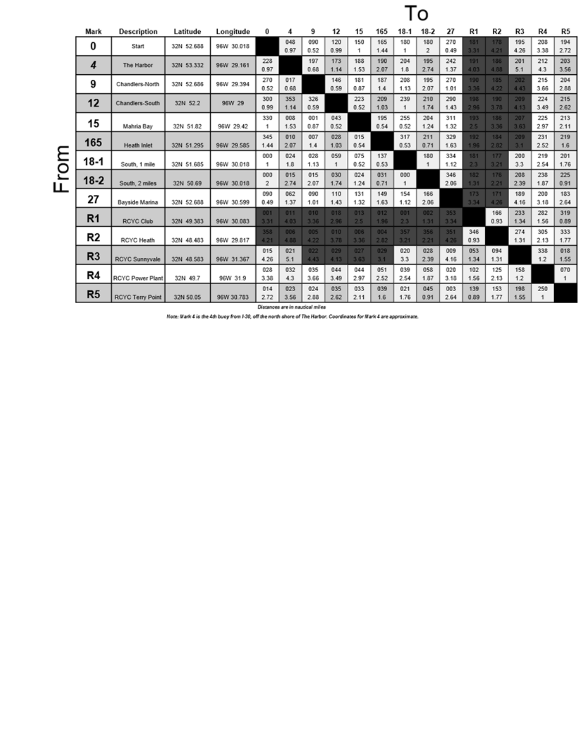| | | | | To | | | | | | | | | | | | | | |
|---|---|---|---|---|---|---|---|---|---|---|---|---|---|---|---|---|---|---|
| **Mark** | **Description** | **Latitude** | **Longitude** | **0** | **4** | **9** | **12** | **15** | **165** | **18-1** | **18-2** | **27** | **R1** | **R2** | **R3** | **R4** | **R5** |
| **0** | Start | 32N 52.688 | 96W 30.018 | | 048 0.97 | 090 0.52 | 120 0.99 | 150 1 | 165 1.44 | 180 1 | 180 2 | 270 0.49 | 181 3.31 | 178 4.21 | 195 4.26 | 208 3.38 | 194 2.72 |
| **4** | The Harbor | 32N 53.332 | 96W 29.161 | 228 0.97 | | 197 0.68 | 173 1.14 | 188 1.53 | 190 2.07 | 204 1.8 | 195 2.74 | 242 1.37 | 191 4.03 | 186 4.88 | 201 5.1 | 212 4.3 | 203 3.56 |
| **9** | Chandlers-North | 32N 52.686 | 96W 29.394 | 270 0.52 | 017 0.68 | | 146 0.59 | 181 0.87 | 187 1.4 | 208 1.13 | 195 2.07 | 270 1.01 | 190 3.36 | 185 4.22 | 202 4.43 | 215 3.66 | 204 2.88 |
| **12** | Chandlers-South | 32N 52.2 | 96W 29 | 300 0.99 | 353 1.14 | 326 0.59 | | 223 0.52 | 209 1.03 | 239 1 | 210 1.74 | 290 1.43 | 198 2.96 | 190 3.78 | 209 4.13 | 224 3.49 | 215 2.62 |
| **15** | Mahria Bay | 32N 51.82 | 96W 29.42 | 330 1 | 008 1.53 | 001 0.87 | 043 0.52 | | 195 0.54 | 255 0.52 | 204 1.24 | 311 1.32 | 193 2.5 | 186 3.36 | 207 3.63 | 225 2.97 | 213 2.11 |
| **165** | Heath Inlet | 32N 51.295 | 96W 29.585 | 345 1.44 | 010 2.07 | 007 1.4 | 028 1.03 | 015 0.54 | | 317 0.53 | 211 0.71 | 329 1.63 | 192 1.96 | 184 2.82 | 209 3.1 | 231 2.52 | 219 1.6 |
| **18-1** | South, 1 mile | 32N 51.685 | 96W 30.018 | 000 1 | 024 1.8 | 028 1.13 | 059 1 | 075 0.52 | 137 0.53 | | 180 1 | 334 1.12 | 181 2.3 | 177 3.21 | 200 3.3 | 219 2.54 | 201 1.76 |
| **18-2** | South, 2 miles | 32N 50.69 | 96W 30.018 | 000 2 | 015 2.74 | 015 2.07 | 030 1.74 | 024 1.24 | 031 0.71 | 000 1 | | 346 2.06 | 182 1.31 | 176 2.21 | 208 2.39 | 238 1.87 | 225 0.91 |
| **27** | Bayside Marina | 32N 52.688 | 96W 30.599 | 090 0.49 | 062 1.37 | 090 1.01 | 110 1.43 | 131 1.32 | 149 1.63 | 154 1.12 | 166 2.06 | | 173 3.34 | 171 4.26 | 189 4.16 | 200 3.18 | 183 2.64 |
| **R1** | RCYC Club | 32N 49.383 | 96W 30.083 | 001 3.31 | 011 4.03 | 010 3.36 | 018 2.96 | 013 2.5 | 012 1.96 | 001 2.3 | 002 1.31 | 353 3.34 | | 166 0.93 | 233 1.34 | 282 1.56 | 319 0.89 |
| **R2** | RCYC Heath | 32N 48.483 | 96W 29.817 | 358 4.21 | 006 4.88 | 005 4.22 | 010 3.78 | 006 3.36 | 004 2.82 | 357 3.21 | 356 2.21 | 351 4.26 | 346 0.93 | | 274 1.31 | 305 2.13 | 333 1.77 |
| **R3** | RCYC Sunnyvale | 32N 48.583 | 96W 31.367 | 015 4.26 | 021 5.1 | 022 4.43 | 029 4.13 | 027 3.63 | 029 3.1 | 020 3.3 | 028 2.39 | 009 4.16 | 053 1.34 | 094 1.31 | | 338 1.2 | 018 1.55 |
| **R4** | RCYC Power Plant | 32N 49.7 | 96W 31.9 | 028 3.38 | 032 4.3 | 035 3.66 | 044 3.49 | 044 2.97 | 051 2.52 | 039 2.54 | 058 1.87 | 020 3.18 | 102 1.56 | 125 2.13 | 158 1.2 | | 070 1 |
| **R5** | RCYC Terry Point | 32N 50.05 | 96W 30.783 | 014 2.72 | 023 3.56 | 024 2.88 | 035 2.62 | 033 2.11 | 039 1.6 | 021 1.76 | 045 0.91 | 003 2.64 | 139 0.89 | 153 1.77 | 198 1.55 | 250 1 | |

From

*Distances are in nautical miles*

*Note: Mark 4 is the 4th buoy from I-30, off the north shore of The Harbor. Coordinates for Mark 4 are approximate.*